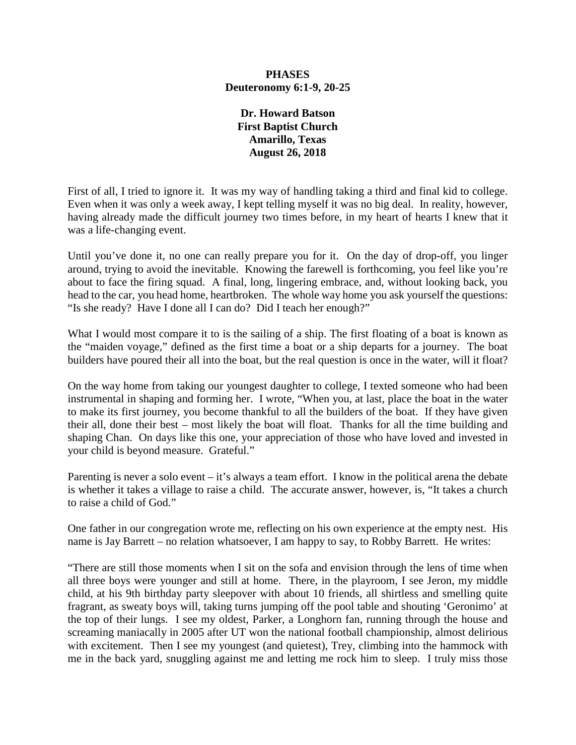**PHASES**
**Deuteronomy 6:1-9, 20-25**

**Dr. Howard Batson**
**First Baptist Church**
**Amarillo, Texas**
**August 26, 2018**

First of all, I tried to ignore it. It was my way of handling taking a third and final kid to college. Even when it was only a week away, I kept telling myself it was no big deal. In reality, however, having already made the difficult journey two times before, in my heart of hearts I knew that it was a life-changing event.

Until you've done it, no one can really prepare you for it. On the day of drop-off, you linger around, trying to avoid the inevitable. Knowing the farewell is forthcoming, you feel like you're about to face the firing squad. A final, long, lingering embrace, and, without looking back, you head to the car, you head home, heartbroken. The whole way home you ask yourself the questions: "Is she ready? Have I done all I can do? Did I teach her enough?"

What I would most compare it to is the sailing of a ship. The first floating of a boat is known as the "maiden voyage," defined as the first time a boat or a ship departs for a journey. The boat builders have poured their all into the boat, but the real question is once in the water, will it float?

On the way home from taking our youngest daughter to college, I texted someone who had been instrumental in shaping and forming her. I wrote, "When you, at last, place the boat in the water to make its first journey, you become thankful to all the builders of the boat. If they have given their all, done their best – most likely the boat will float. Thanks for all the time building and shaping Chan. On days like this one, your appreciation of those who have loved and invested in your child is beyond measure. Grateful."

Parenting is never a solo event – it's always a team effort. I know in the political arena the debate is whether it takes a village to raise a child. The accurate answer, however, is, "It takes a church to raise a child of God."

One father in our congregation wrote me, reflecting on his own experience at the empty nest. His name is Jay Barrett – no relation whatsoever, I am happy to say, to Robby Barrett. He writes:

"There are still those moments when I sit on the sofa and envision through the lens of time when all three boys were younger and still at home. There, in the playroom, I see Jeron, my middle child, at his 9th birthday party sleepover with about 10 friends, all shirtless and smelling quite fragrant, as sweaty boys will, taking turns jumping off the pool table and shouting 'Geronimo' at the top of their lungs. I see my oldest, Parker, a Longhorn fan, running through the house and screaming maniacally in 2005 after UT won the national football championship, almost delirious with excitement. Then I see my youngest (and quietest), Trey, climbing into the hammock with me in the back yard, snuggling against me and letting me rock him to sleep. I truly miss those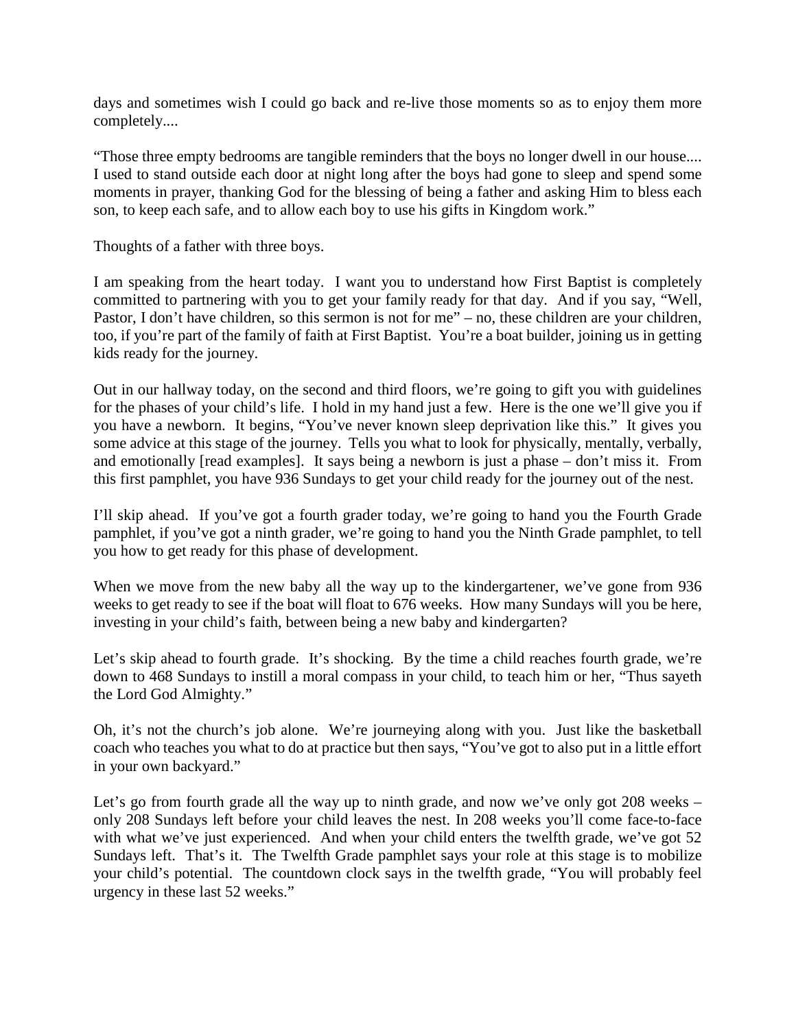days and sometimes wish I could go back and re-live those moments so as to enjoy them more completely....

"Those three empty bedrooms are tangible reminders that the boys no longer dwell in our house.... I used to stand outside each door at night long after the boys had gone to sleep and spend some moments in prayer, thanking God for the blessing of being a father and asking Him to bless each son, to keep each safe, and to allow each boy to use his gifts in Kingdom work."

Thoughts of a father with three boys.

I am speaking from the heart today. I want you to understand how First Baptist is completely committed to partnering with you to get your family ready for that day. And if you say, "Well, Pastor, I don't have children, so this sermon is not for me" – no, these children are your children, too, if you're part of the family of faith at First Baptist. You're a boat builder, joining us in getting kids ready for the journey.

Out in our hallway today, on the second and third floors, we're going to gift you with guidelines for the phases of your child's life. I hold in my hand just a few. Here is the one we'll give you if you have a newborn. It begins, "You've never known sleep deprivation like this." It gives you some advice at this stage of the journey. Tells you what to look for physically, mentally, verbally, and emotionally [read examples]. It says being a newborn is just a phase – don't miss it. From this first pamphlet, you have 936 Sundays to get your child ready for the journey out of the nest.

I'll skip ahead. If you've got a fourth grader today, we're going to hand you the Fourth Grade pamphlet, if you've got a ninth grader, we're going to hand you the Ninth Grade pamphlet, to tell you how to get ready for this phase of development.

When we move from the new baby all the way up to the kindergartener, we've gone from 936 weeks to get ready to see if the boat will float to 676 weeks. How many Sundays will you be here, investing in your child's faith, between being a new baby and kindergarten?

Let's skip ahead to fourth grade. It's shocking. By the time a child reaches fourth grade, we're down to 468 Sundays to instill a moral compass in your child, to teach him or her, "Thus sayeth the Lord God Almighty."

Oh, it's not the church's job alone. We're journeying along with you. Just like the basketball coach who teaches you what to do at practice but then says, "You've got to also put in a little effort in your own backyard."

Let's go from fourth grade all the way up to ninth grade, and now we've only got 208 weeks – only 208 Sundays left before your child leaves the nest. In 208 weeks you'll come face-to-face with what we've just experienced. And when your child enters the twelfth grade, we've got 52 Sundays left. That's it. The Twelfth Grade pamphlet says your role at this stage is to mobilize your child's potential. The countdown clock says in the twelfth grade, "You will probably feel urgency in these last 52 weeks."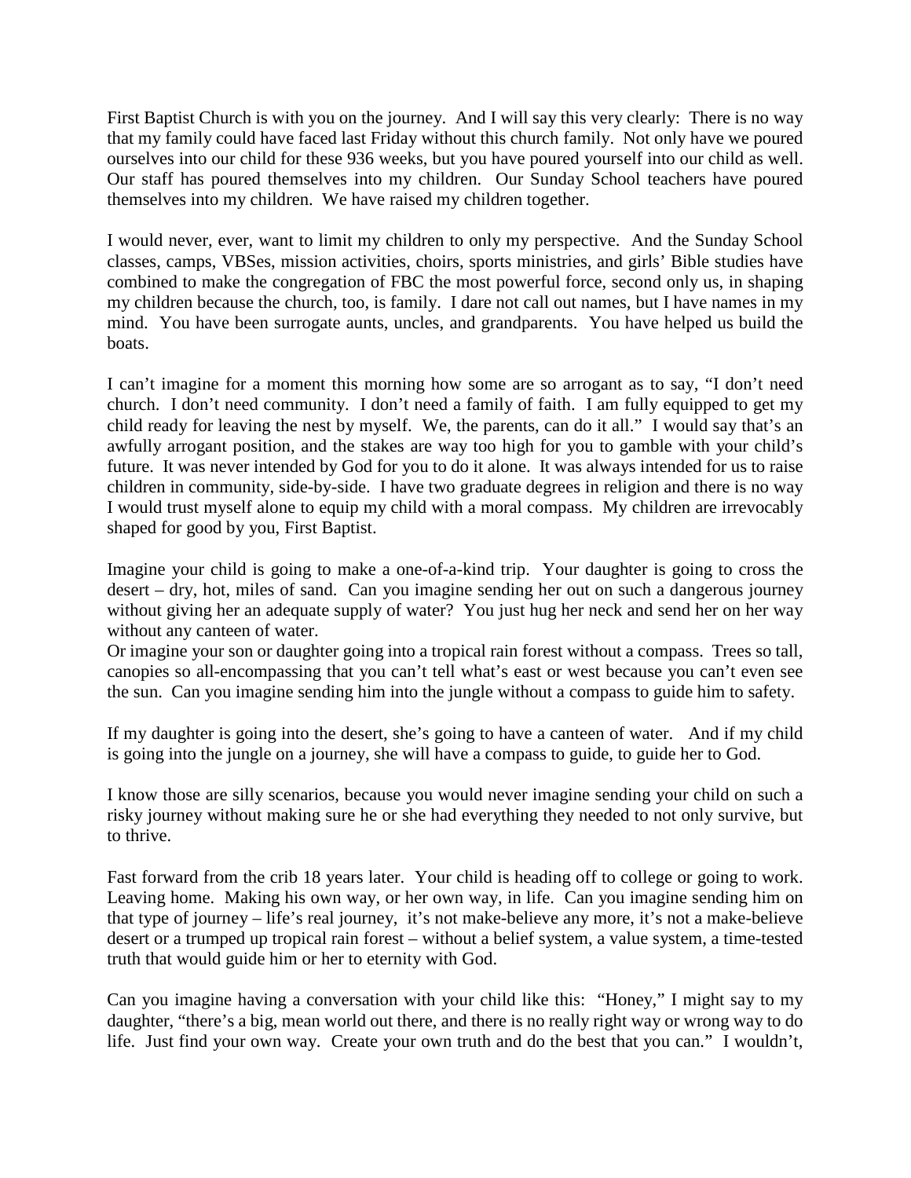First Baptist Church is with you on the journey. And I will say this very clearly: There is no way that my family could have faced last Friday without this church family. Not only have we poured ourselves into our child for these 936 weeks, but you have poured yourself into our child as well. Our staff has poured themselves into my children. Our Sunday School teachers have poured themselves into my children. We have raised my children together.

I would never, ever, want to limit my children to only my perspective. And the Sunday School classes, camps, VBSes, mission activities, choirs, sports ministries, and girls' Bible studies have combined to make the congregation of FBC the most powerful force, second only us, in shaping my children because the church, too, is family. I dare not call out names, but I have names in my mind. You have been surrogate aunts, uncles, and grandparents. You have helped us build the boats.

I can't imagine for a moment this morning how some are so arrogant as to say, "I don't need church. I don't need community. I don't need a family of faith. I am fully equipped to get my child ready for leaving the nest by myself. We, the parents, can do it all." I would say that's an awfully arrogant position, and the stakes are way too high for you to gamble with your child's future. It was never intended by God for you to do it alone. It was always intended for us to raise children in community, side-by-side. I have two graduate degrees in religion and there is no way I would trust myself alone to equip my child with a moral compass. My children are irrevocably shaped for good by you, First Baptist.

Imagine your child is going to make a one-of-a-kind trip. Your daughter is going to cross the desert – dry, hot, miles of sand. Can you imagine sending her out on such a dangerous journey without giving her an adequate supply of water? You just hug her neck and send her on her way without any canteen of water.
Or imagine your son or daughter going into a tropical rain forest without a compass. Trees so tall, canopies so all-encompassing that you can't tell what's east or west because you can't even see the sun. Can you imagine sending him into the jungle without a compass to guide him to safety.

If my daughter is going into the desert, she's going to have a canteen of water. And if my child is going into the jungle on a journey, she will have a compass to guide, to guide her to God.

I know those are silly scenarios, because you would never imagine sending your child on such a risky journey without making sure he or she had everything they needed to not only survive, but to thrive.

Fast forward from the crib 18 years later. Your child is heading off to college or going to work. Leaving home. Making his own way, or her own way, in life. Can you imagine sending him on that type of journey – life's real journey, it's not make-believe any more, it's not a make-believe desert or a trumped up tropical rain forest – without a belief system, a value system, a time-tested truth that would guide him or her to eternity with God.

Can you imagine having a conversation with your child like this: "Honey," I might say to my daughter, "there's a big, mean world out there, and there is no really right way or wrong way to do life. Just find your own way. Create your own truth and do the best that you can." I wouldn't,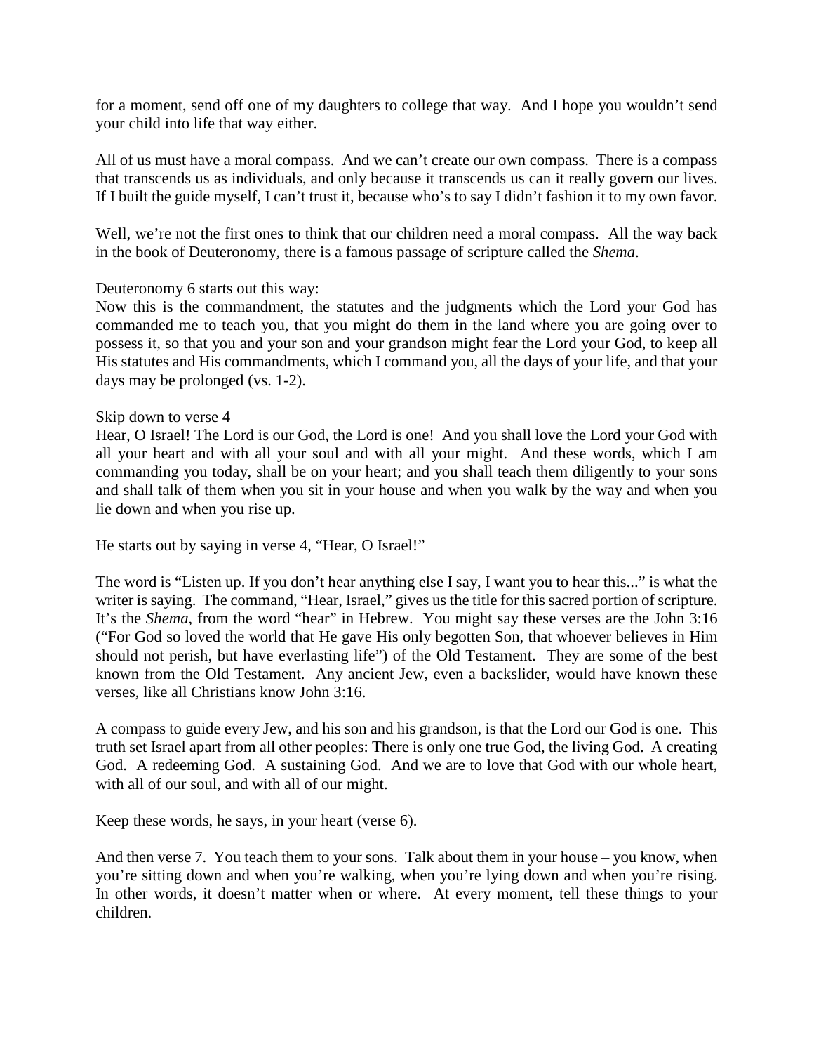for a moment, send off one of my daughters to college that way. And I hope you wouldn't send your child into life that way either.

All of us must have a moral compass. And we can't create our own compass. There is a compass that transcends us as individuals, and only because it transcends us can it really govern our lives. If I built the guide myself, I can't trust it, because who's to say I didn't fashion it to my own favor.

Well, we're not the first ones to think that our children need a moral compass. All the way back in the book of Deuteronomy, there is a famous passage of scripture called the *Shema*.

Deuteronomy 6 starts out this way:
Now this is the commandment, the statutes and the judgments which the Lord your God has commanded me to teach you, that you might do them in the land where you are going over to possess it, so that you and your son and your grandson might fear the Lord your God, to keep all His statutes and His commandments, which I command you, all the days of your life, and that your days may be prolonged (vs. 1-2).

Skip down to verse 4
Hear, O Israel! The Lord is our God, the Lord is one! And you shall love the Lord your God with all your heart and with all your soul and with all your might. And these words, which I am commanding you today, shall be on your heart; and you shall teach them diligently to your sons and shall talk of them when you sit in your house and when you walk by the way and when you lie down and when you rise up.

He starts out by saying in verse 4, "Hear, O Israel!"

The word is "Listen up. If you don't hear anything else I say, I want you to hear this..." is what the writer is saying. The command, "Hear, Israel," gives us the title for this sacred portion of scripture. It's the *Shema*, from the word "hear" in Hebrew. You might say these verses are the John 3:16 ("For God so loved the world that He gave His only begotten Son, that whoever believes in Him should not perish, but have everlasting life") of the Old Testament. They are some of the best known from the Old Testament. Any ancient Jew, even a backslider, would have known these verses, like all Christians know John 3:16.

A compass to guide every Jew, and his son and his grandson, is that the Lord our God is one. This truth set Israel apart from all other peoples: There is only one true God, the living God. A creating God. A redeeming God. A sustaining God. And we are to love that God with our whole heart, with all of our soul, and with all of our might.

Keep these words, he says, in your heart (verse 6).

And then verse 7. You teach them to your sons. Talk about them in your house – you know, when you're sitting down and when you're walking, when you're lying down and when you're rising. In other words, it doesn't matter when or where. At every moment, tell these things to your children.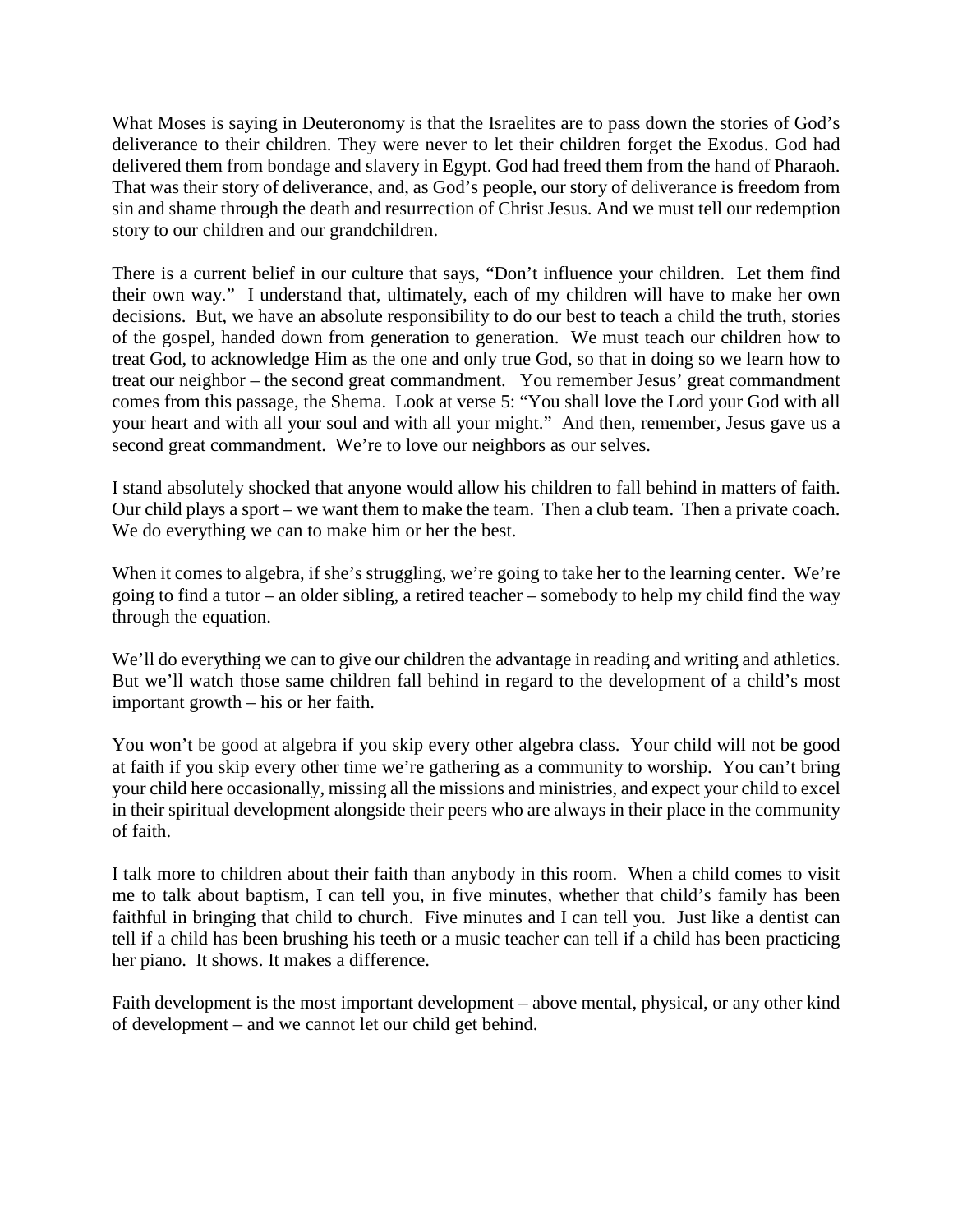What Moses is saying in Deuteronomy is that the Israelites are to pass down the stories of God's deliverance to their children. They were never to let their children forget the Exodus. God had delivered them from bondage and slavery in Egypt. God had freed them from the hand of Pharaoh. That was their story of deliverance, and, as God's people, our story of deliverance is freedom from sin and shame through the death and resurrection of Christ Jesus. And we must tell our redemption story to our children and our grandchildren.

There is a current belief in our culture that says, "Don't influence your children. Let them find their own way." I understand that, ultimately, each of my children will have to make her own decisions. But, we have an absolute responsibility to do our best to teach a child the truth, stories of the gospel, handed down from generation to generation. We must teach our children how to treat God, to acknowledge Him as the one and only true God, so that in doing so we learn how to treat our neighbor – the second great commandment. You remember Jesus' great commandment comes from this passage, the Shema. Look at verse 5: "You shall love the Lord your God with all your heart and with all your soul and with all your might." And then, remember, Jesus gave us a second great commandment. We're to love our neighbors as our selves.

I stand absolutely shocked that anyone would allow his children to fall behind in matters of faith. Our child plays a sport – we want them to make the team. Then a club team. Then a private coach. We do everything we can to make him or her the best.

When it comes to algebra, if she's struggling, we're going to take her to the learning center. We're going to find a tutor – an older sibling, a retired teacher – somebody to help my child find the way through the equation.

We'll do everything we can to give our children the advantage in reading and writing and athletics. But we'll watch those same children fall behind in regard to the development of a child's most important growth – his or her faith.

You won't be good at algebra if you skip every other algebra class. Your child will not be good at faith if you skip every other time we're gathering as a community to worship. You can't bring your child here occasionally, missing all the missions and ministries, and expect your child to excel in their spiritual development alongside their peers who are always in their place in the community of faith.

I talk more to children about their faith than anybody in this room. When a child comes to visit me to talk about baptism, I can tell you, in five minutes, whether that child's family has been faithful in bringing that child to church. Five minutes and I can tell you. Just like a dentist can tell if a child has been brushing his teeth or a music teacher can tell if a child has been practicing her piano. It shows. It makes a difference.

Faith development is the most important development – above mental, physical, or any other kind of development – and we cannot let our child get behind.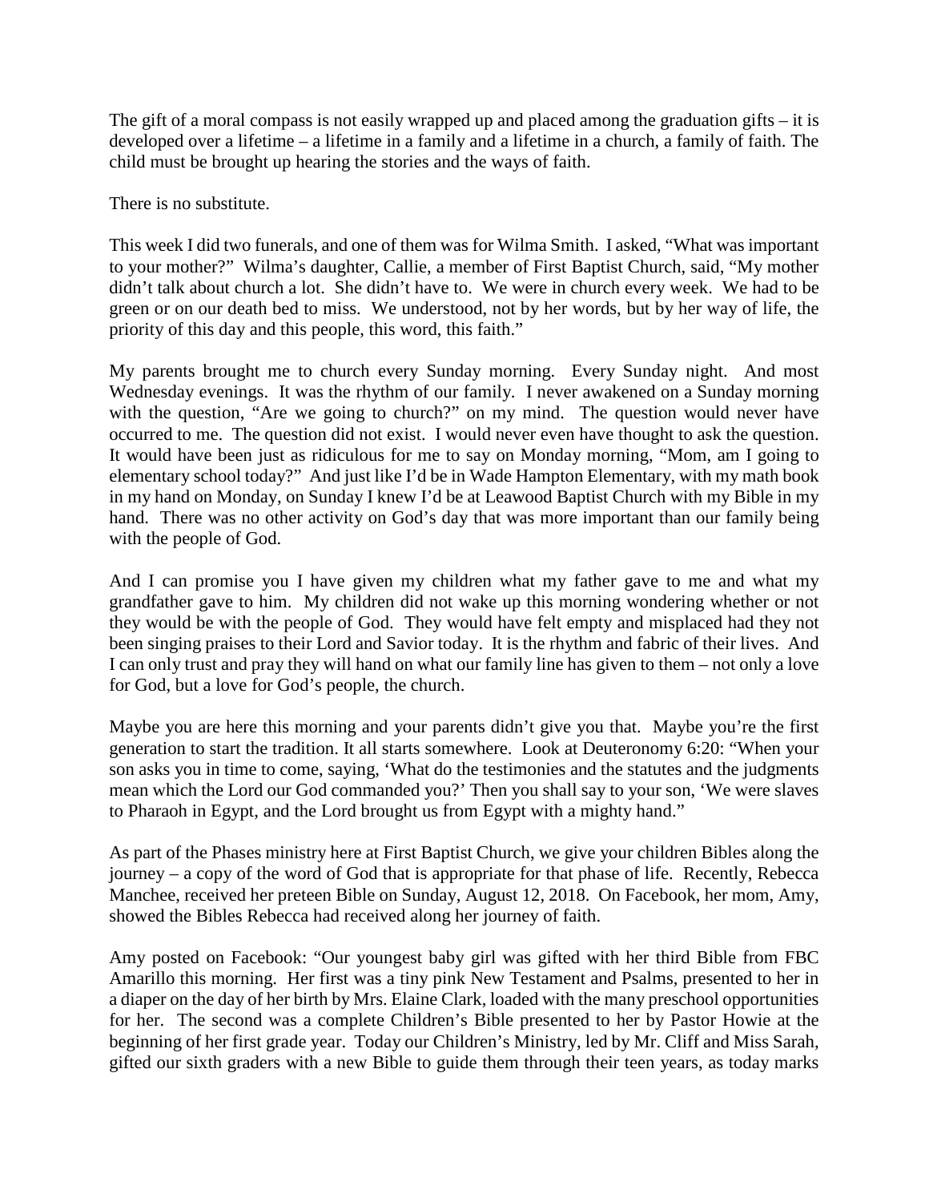The gift of a moral compass is not easily wrapped up and placed among the graduation gifts – it is developed over a lifetime – a lifetime in a family and a lifetime in a church, a family of faith. The child must be brought up hearing the stories and the ways of faith.

There is no substitute.

This week I did two funerals, and one of them was for Wilma Smith. I asked, "What was important to your mother?" Wilma's daughter, Callie, a member of First Baptist Church, said, "My mother didn't talk about church a lot. She didn't have to. We were in church every week. We had to be green or on our death bed to miss. We understood, not by her words, but by her way of life, the priority of this day and this people, this word, this faith."

My parents brought me to church every Sunday morning. Every Sunday night. And most Wednesday evenings. It was the rhythm of our family. I never awakened on a Sunday morning with the question, "Are we going to church?" on my mind. The question would never have occurred to me. The question did not exist. I would never even have thought to ask the question. It would have been just as ridiculous for me to say on Monday morning, "Mom, am I going to elementary school today?" And just like I'd be in Wade Hampton Elementary, with my math book in my hand on Monday, on Sunday I knew I'd be at Leawood Baptist Church with my Bible in my hand. There was no other activity on God's day that was more important than our family being with the people of God.

And I can promise you I have given my children what my father gave to me and what my grandfather gave to him. My children did not wake up this morning wondering whether or not they would be with the people of God. They would have felt empty and misplaced had they not been singing praises to their Lord and Savior today. It is the rhythm and fabric of their lives. And I can only trust and pray they will hand on what our family line has given to them – not only a love for God, but a love for God's people, the church.

Maybe you are here this morning and your parents didn't give you that. Maybe you're the first generation to start the tradition. It all starts somewhere. Look at Deuteronomy 6:20: "When your son asks you in time to come, saying, 'What do the testimonies and the statutes and the judgments mean which the Lord our God commanded you?' Then you shall say to your son, 'We were slaves to Pharaoh in Egypt, and the Lord brought us from Egypt with a mighty hand."

As part of the Phases ministry here at First Baptist Church, we give your children Bibles along the journey – a copy of the word of God that is appropriate for that phase of life. Recently, Rebecca Manchee, received her preteen Bible on Sunday, August 12, 2018. On Facebook, her mom, Amy, showed the Bibles Rebecca had received along her journey of faith.

Amy posted on Facebook: "Our youngest baby girl was gifted with her third Bible from FBC Amarillo this morning. Her first was a tiny pink New Testament and Psalms, presented to her in a diaper on the day of her birth by Mrs. Elaine Clark, loaded with the many preschool opportunities for her. The second was a complete Children's Bible presented to her by Pastor Howie at the beginning of her first grade year. Today our Children's Ministry, led by Mr. Cliff and Miss Sarah, gifted our sixth graders with a new Bible to guide them through their teen years, as today marks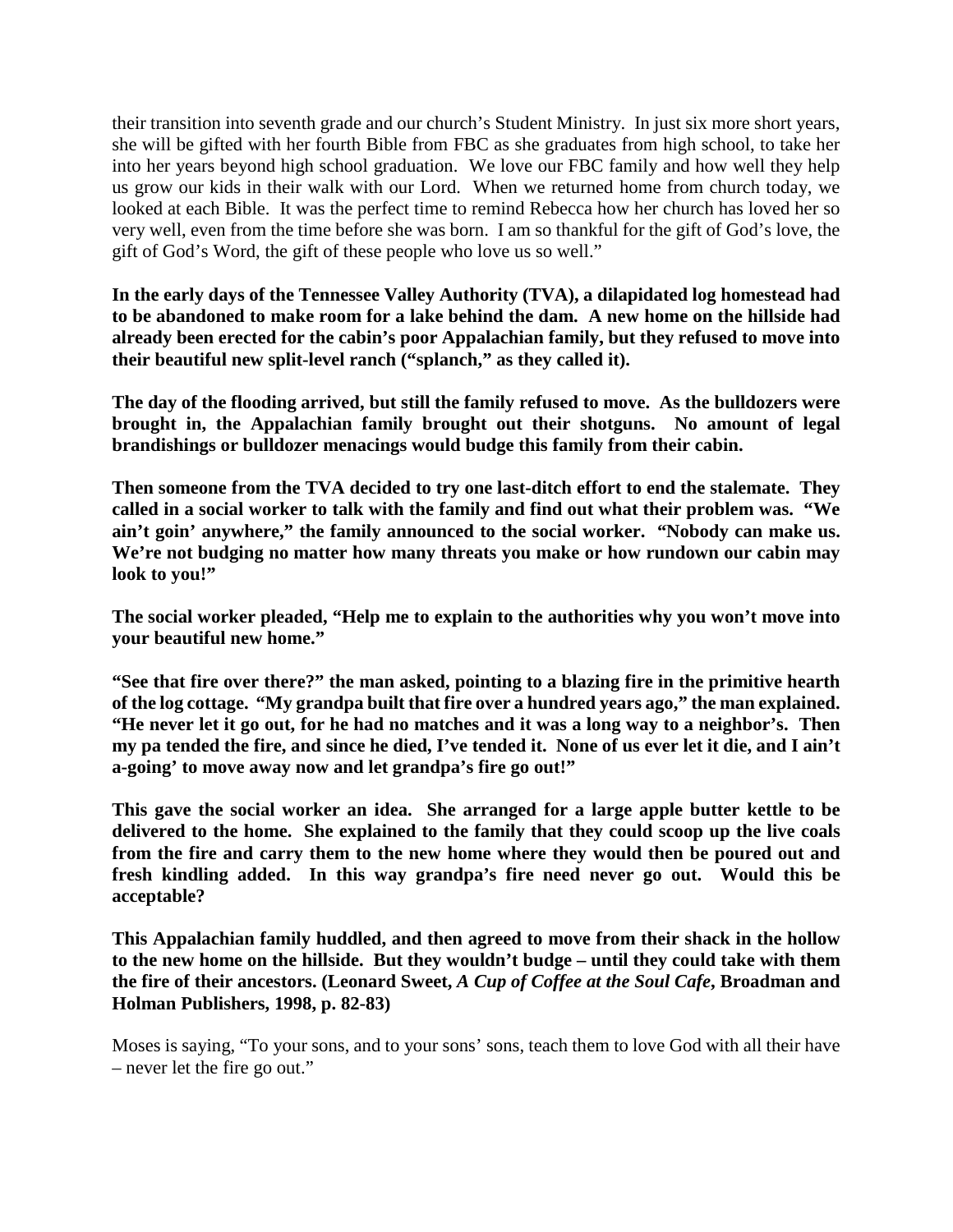their transition into seventh grade and our church's Student Ministry. In just six more short years, she will be gifted with her fourth Bible from FBC as she graduates from high school, to take her into her years beyond high school graduation. We love our FBC family and how well they help us grow our kids in their walk with our Lord. When we returned home from church today, we looked at each Bible. It was the perfect time to remind Rebecca how her church has loved her so very well, even from the time before she was born. I am so thankful for the gift of God's love, the gift of God's Word, the gift of these people who love us so well."

**In the early days of the Tennessee Valley Authority (TVA), a dilapidated log homestead had to be abandoned to make room for a lake behind the dam. A new home on the hillside had already been erected for the cabin's poor Appalachian family, but they refused to move into their beautiful new split-level ranch ("splanch," as they called it).**

**The day of the flooding arrived, but still the family refused to move. As the bulldozers were brought in, the Appalachian family brought out their shotguns. No amount of legal brandishings or bulldozer menacings would budge this family from their cabin.**

**Then someone from the TVA decided to try one last-ditch effort to end the stalemate. They called in a social worker to talk with the family and find out what their problem was. "We ain't goin' anywhere," the family announced to the social worker. "Nobody can make us. We're not budging no matter how many threats you make or how rundown our cabin may look to you!"**

**The social worker pleaded, "Help me to explain to the authorities why you won't move into your beautiful new home."**

**"See that fire over there?" the man asked, pointing to a blazing fire in the primitive hearth of the log cottage. "My grandpa built that fire over a hundred years ago," the man explained. "He never let it go out, for he had no matches and it was a long way to a neighbor's. Then my pa tended the fire, and since he died, I've tended it. None of us ever let it die, and I ain't a-going' to move away now and let grandpa's fire go out!"**

**This gave the social worker an idea. She arranged for a large apple butter kettle to be delivered to the home. She explained to the family that they could scoop up the live coals from the fire and carry them to the new home where they would then be poured out and fresh kindling added. In this way grandpa's fire need never go out. Would this be acceptable?**

**This Appalachian family huddled, and then agreed to move from their shack in the hollow to the new home on the hillside. But they wouldn't budge – until they could take with them the fire of their ancestors. (Leonard Sweet, *A Cup of Coffee at the Soul Cafe*, Broadman and Holman Publishers, 1998, p. 82-83)**

Moses is saying, "To your sons, and to your sons' sons, teach them to love God with all their have – never let the fire go out."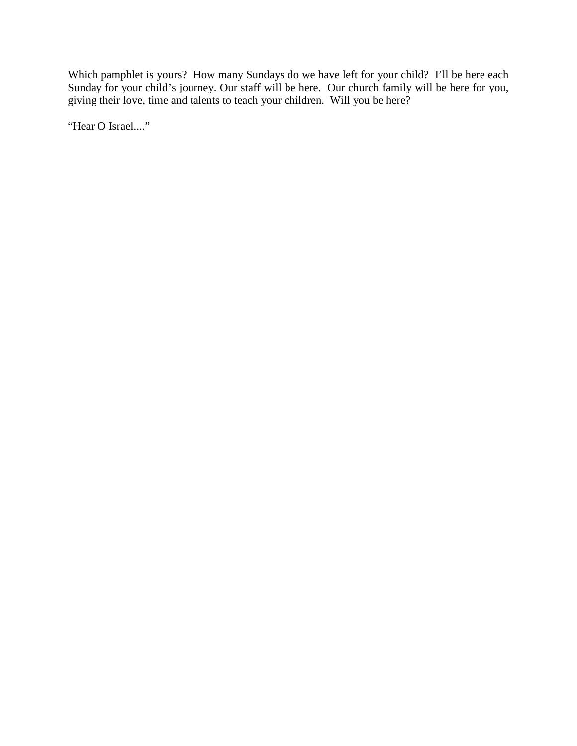Which pamphlet is yours?  How many Sundays do we have left for your child?  I'll be here each Sunday for your child's journey. Our staff will be here.  Our church family will be here for you, giving their love, time and talents to teach your children.  Will you be here?

"Hear O Israel...."